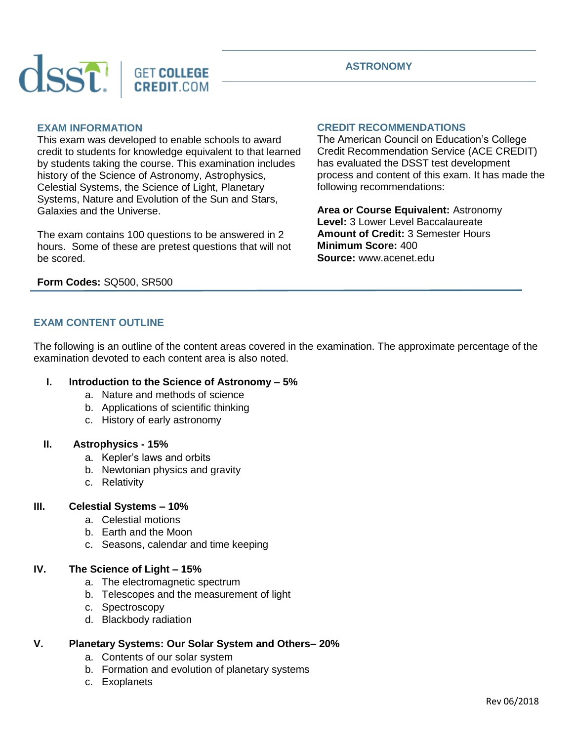# ASTRONOMY

## EXAM INFORMATION

This exam was developed to enable schools to award credit to students for knowledge equivalent to that learned by students taking the course. This examination includes history of the Science of Astronomy, Astrophysics, Celestial Systems, the Science of Light, Planetary Systems, Nature and Evolution of the Sun and Stars, Galaxies and the Universe.

The exam contains 100 questions to be answered in 2 hours. Some of these are pretest questions that will not be scored.

**Form Codes:** SQ500, SR500

## CREDIT RECOMMENDATIONS

The American Council on Education's College Credit Recommendation Service (ACE CREDIT) has evaluated the DSST test development process and content of this exam. It has made the following recommendations:

**Area or Course Equivalent:** Astronomy
**Level:** 3 Lower Level Baccalaureate
**Amount of Credit:** 3 Semester Hours
**Minimum Score:** 400
**Source:** www.acenet.edu

## EXAM CONTENT OUTLINE

The following is an outline of the content areas covered in the examination. The approximate percentage of the examination devoted to each content area is also noted.

**I. Introduction to the Science of Astronomy – 5%**
- a. Nature and methods of science
- b. Applications of scientific thinking
- c. History of early astronomy

**II. Astrophysics - 15%**
- a. Kepler's laws and orbits
- b. Newtonian physics and gravity
- c. Relativity

**III. Celestial Systems – 10%**
- a. Celestial motions
- b. Earth and the Moon
- c. Seasons, calendar and time keeping

**IV. The Science of Light – 15%**
- a. The electromagnetic spectrum
- b. Telescopes and the measurement of light
- c. Spectroscopy
- d. Blackbody radiation

**V. Planetary Systems: Our Solar System and Others– 20%**
- a. Contents of our solar system
- b. Formation and evolution of planetary systems
- c. Exoplanets

Rev 06/2018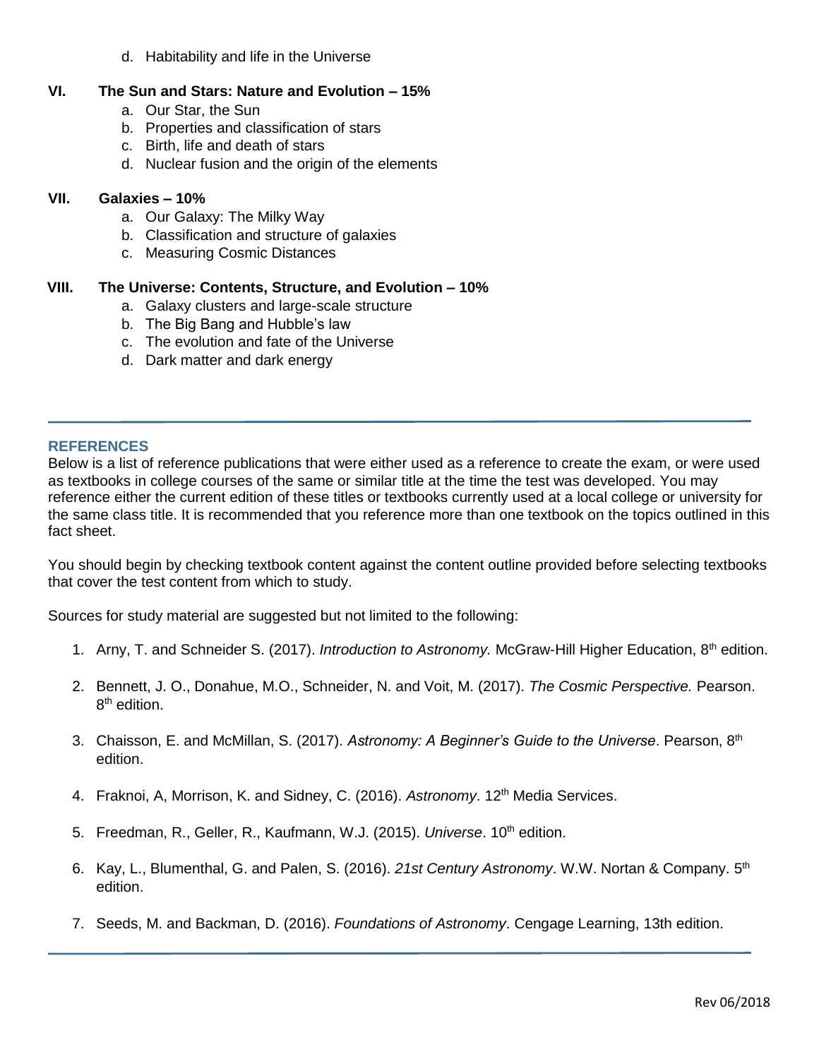d. Habitability and life in the Universe

**VI. The Sun and Stars: Nature and Evolution – 15%**

a. Our Star, the Sun
b. Properties and classification of stars
c. Birth, life and death of stars
d. Nuclear fusion and the origin of the elements

**VII. Galaxies – 10%**

a. Our Galaxy: The Milky Way
b. Classification and structure of galaxies
c. Measuring Cosmic Distances

**VIII. The Universe: Contents, Structure, and Evolution – 10%**

a. Galaxy clusters and large-scale structure
b. The Big Bang and Hubble's law
c. The evolution and fate of the Universe
d. Dark matter and dark energy

## REFERENCES

Below is a list of reference publications that were either used as a reference to create the exam, or were used as textbooks in college courses of the same or similar title at the time the test was developed. You may reference either the current edition of these titles or textbooks currently used at a local college or university for the same class title. It is recommended that you reference more than one textbook on the topics outlined in this fact sheet.

You should begin by checking textbook content against the content outline provided before selecting textbooks that cover the test content from which to study.

Sources for study material are suggested but not limited to the following:

1. Arny, T. and Schneider S. (2017). *Introduction to Astronomy.* McGraw-Hill Higher Education, 8th edition.
2. Bennett, J. O., Donahue, M.O., Schneider, N. and Voit, M. (2017). *The Cosmic Perspective.* Pearson. 8th edition.
3. Chaisson, E. and McMillan, S. (2017). *Astronomy: A Beginner's Guide to the Universe*. Pearson, 8th edition.
4. Fraknoi, A, Morrison, K. and Sidney, C. (2016). *Astronomy*. 12th Media Services.
5. Freedman, R., Geller, R., Kaufmann, W.J. (2015). *Universe*. 10th edition.
6. Kay, L., Blumenthal, G. and Palen, S. (2016). *21st Century Astronomy*. W.W. Nortan & Company. 5th edition.
7. Seeds, M. and Backman, D. (2016). *Foundations of Astronomy*. Cengage Learning, 13th edition.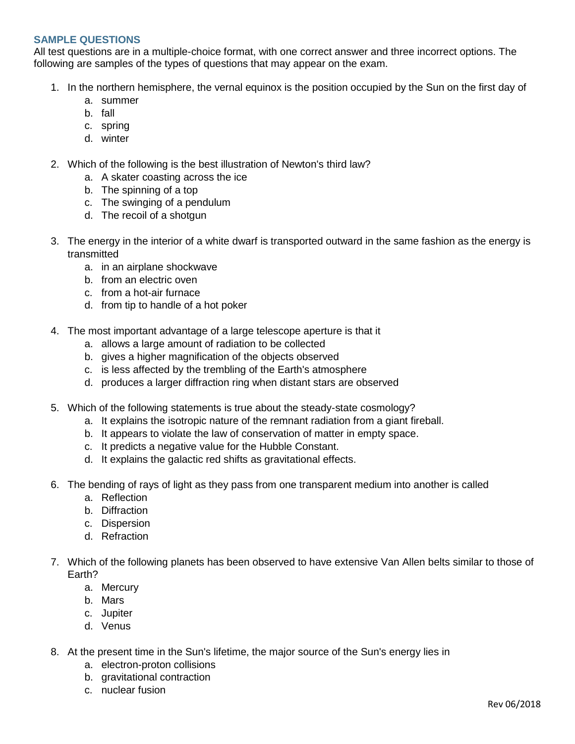## SAMPLE QUESTIONS

All test questions are in a multiple-choice format, with one correct answer and three incorrect options. The following are samples of the types of questions that may appear on the exam.

1. In the northern hemisphere, the vernal equinox is the position occupied by the Sun on the first day of
   a. summer
   b. fall
   c. spring
   d. winter

2. Which of the following is the best illustration of Newton's third law?
   a. A skater coasting across the ice
   b. The spinning of a top
   c. The swinging of a pendulum
   d. The recoil of a shotgun

3. The energy in the interior of a white dwarf is transported outward in the same fashion as the energy is transmitted
   a. in an airplane shockwave
   b. from an electric oven
   c. from a hot-air furnace
   d. from tip to handle of a hot poker

4. The most important advantage of a large telescope aperture is that it
   a. allows a large amount of radiation to be collected
   b. gives a higher magnification of the objects observed
   c. is less affected by the trembling of the Earth's atmosphere
   d. produces a larger diffraction ring when distant stars are observed

5. Which of the following statements is true about the steady-state cosmology?
   a. It explains the isotropic nature of the remnant radiation from a giant fireball.
   b. It appears to violate the law of conservation of matter in empty space.
   c. It predicts a negative value for the Hubble Constant.
   d. It explains the galactic red shifts as gravitational effects.

6. The bending of rays of light as they pass from one transparent medium into another is called
   a. Reflection
   b. Diffraction
   c. Dispersion
   d. Refraction

7. Which of the following planets has been observed to have extensive Van Allen belts similar to those of Earth?
   a. Mercury
   b. Mars
   c. Jupiter
   d. Venus

8. At the present time in the Sun's lifetime, the major source of the Sun's energy lies in
   a. electron-proton collisions
   b. gravitational contraction
   c. nuclear fusion

Rev 06/2018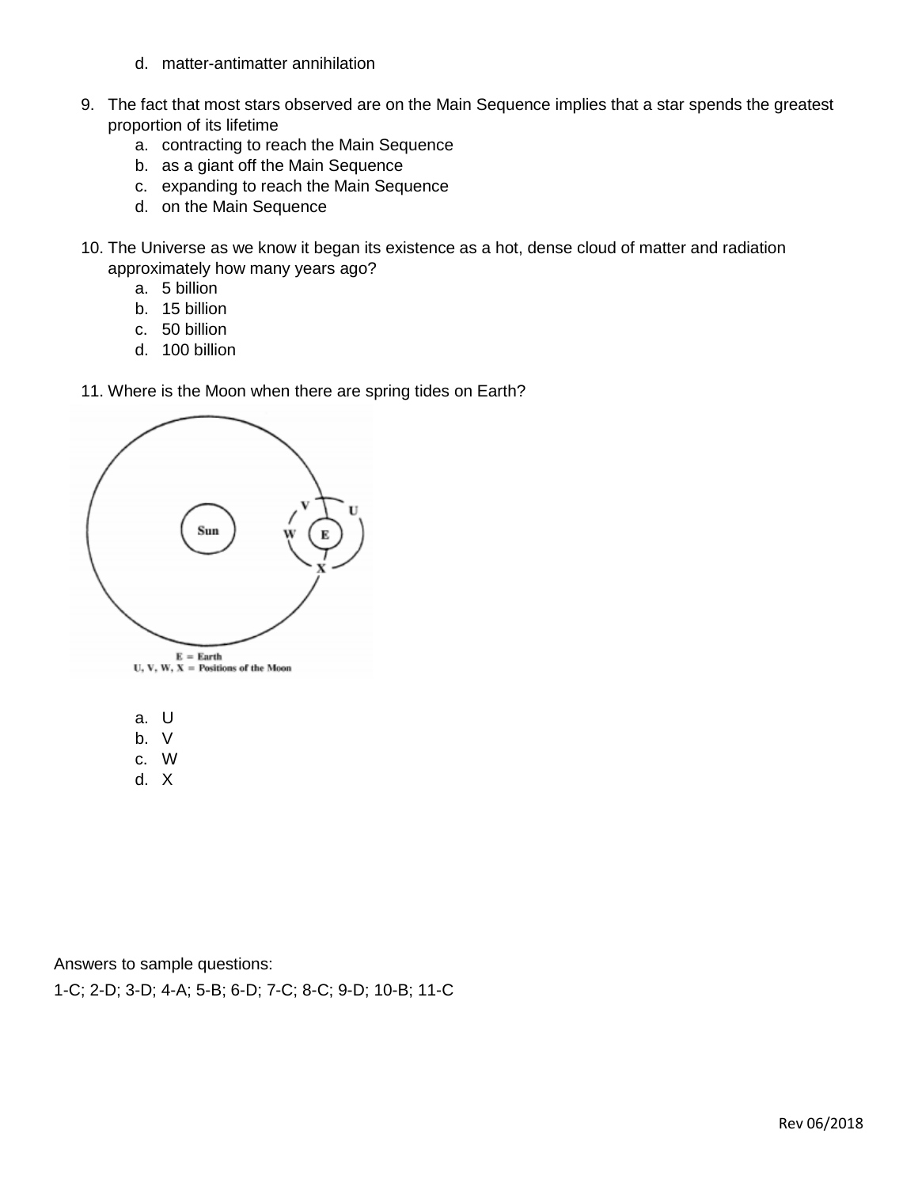d. matter-antimatter annihilation

9. The fact that most stars observed are on the Main Sequence implies that a star spends the greatest proportion of its lifetime
   a. contracting to reach the Main Sequence
   b. as a giant off the Main Sequence
   c. expanding to reach the Main Sequence
   d. on the Main Sequence

10. The Universe as we know it began its existence as a hot, dense cloud of matter and radiation approximately how many years ago?
   a. 5 billion
   b. 15 billion
   c. 50 billion
   d. 100 billion

11. Where is the Moon when there are spring tides on Earth?

Sun

V

U

W

E

X

E = Earth
U, V, W, X = Positions of the Moon

   a. U
   b. V
   c. W
   d. X

Answers to sample questions:

1-C; 2-D; 3-D; 4-A; 5-B; 6-D; 7-C; 8-C; 9-D; 10-B; 11-C

Rev 06/2018